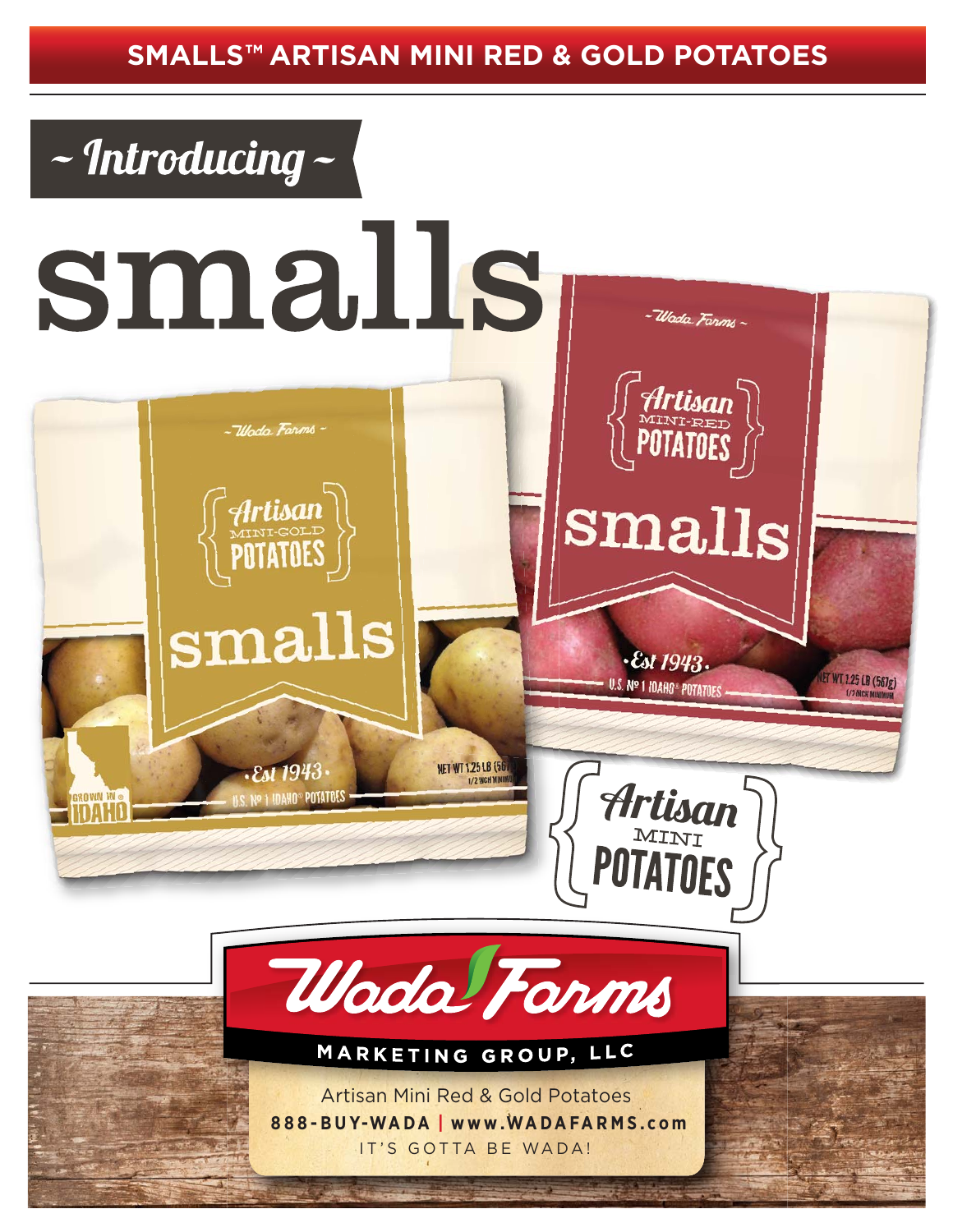# SMALLS™ ARTISAN MINI RED & GOLD POTATOES

~ Introducing ~

# smalls

~ Wada Farms ~

{ Artisan MINI-GOLD POTATOES }

smalls

·Est 1943·

U.S. Nº 1 IDAHO® POTATOES

NET WT 1.25 LB (567g)
1/2 INCH MINIMUM

GROWN IN IDAHO

~ Wada Farms ~

{ Artisan MINI-RED POTATOES }

smalls

·Est 1943·

U.S. Nº 1 IDAHO® POTATOES

NET WT 1.25 LB (567g)
1/2 INCH MINIMUM

{ Artisan MINI POTATOES }

Wada Farms

MARKETING GROUP, LLC

Artisan Mini Red & Gold Potatoes

**888-BUY-WADA | www.WADAFARMS.com**

IT'S GOTTA BE WADA!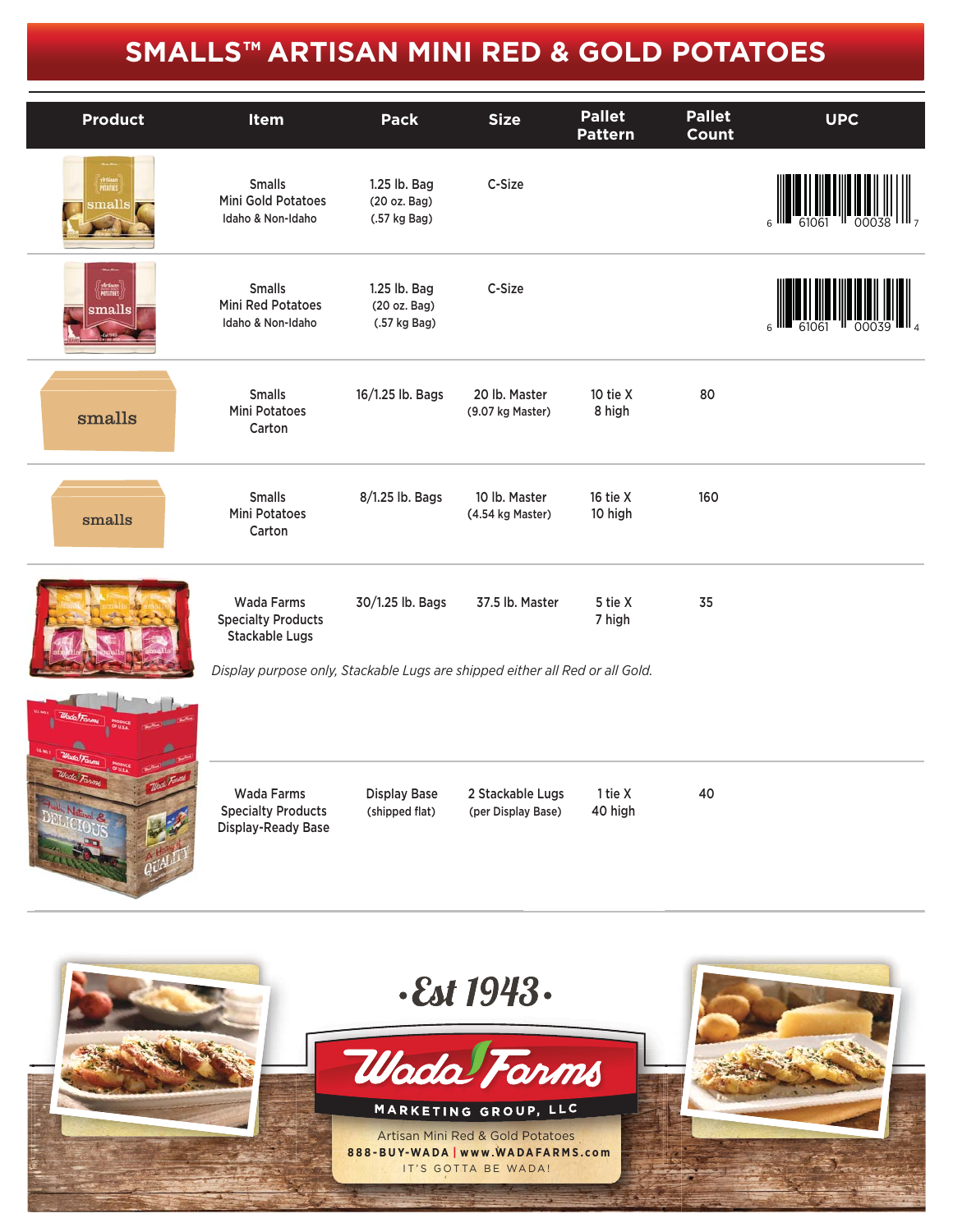# SMALLS™ ARTISAN MINI RED & GOLD POTATOES

| Product | Item | Pack | Size | Pallet Pattern | Pallet Count | UPC |
|---|---|---|---|---|---|---|
| | Smalls Mini Gold Potatoes Idaho & Non-Idaho | 1.25 lb. Bag (20 oz. Bag) (.57 kg Bag) | C-Size | | | 6 61061 00038 7 |
| | Smalls Mini Red Potatoes Idaho & Non-Idaho | 1.25 lb. Bag (20 oz. Bag) (.57 kg Bag) | C-Size | | | 6 61061 00039 4 |
| | Smalls Mini Potatoes Carton | 16/1.25 lb. Bags | 20 lb. Master (9.07 kg Master) | 10 tie X 8 high | 80 | |
| | Smalls Mini Potatoes Carton | 8/1.25 lb. Bags | 10 lb. Master (4.54 kg Master) | 16 tie X 10 high | 160 | |
| | Wada Farms Specialty Products Stackable Lugs | 30/1.25 lb. Bags | 37.5 lb. Master | 5 tie X 7 high | 35 | |
| | Wada Farms Specialty Products Display-Ready Base | Display Base (shipped flat) | 2 Stackable Lugs (per Display Base) | 1 tie X 40 high | 40 | |

*Display purpose only, Stackable Lugs are shipped either all Red or all Gold.*

·Est 1943·

Wada Farms

MARKETING GROUP, LLC

Artisan Mini Red & Gold Potatoes

**888-BUY-WADA | www.WADAFARMS.com**

IT'S GOTTA BE WADA!